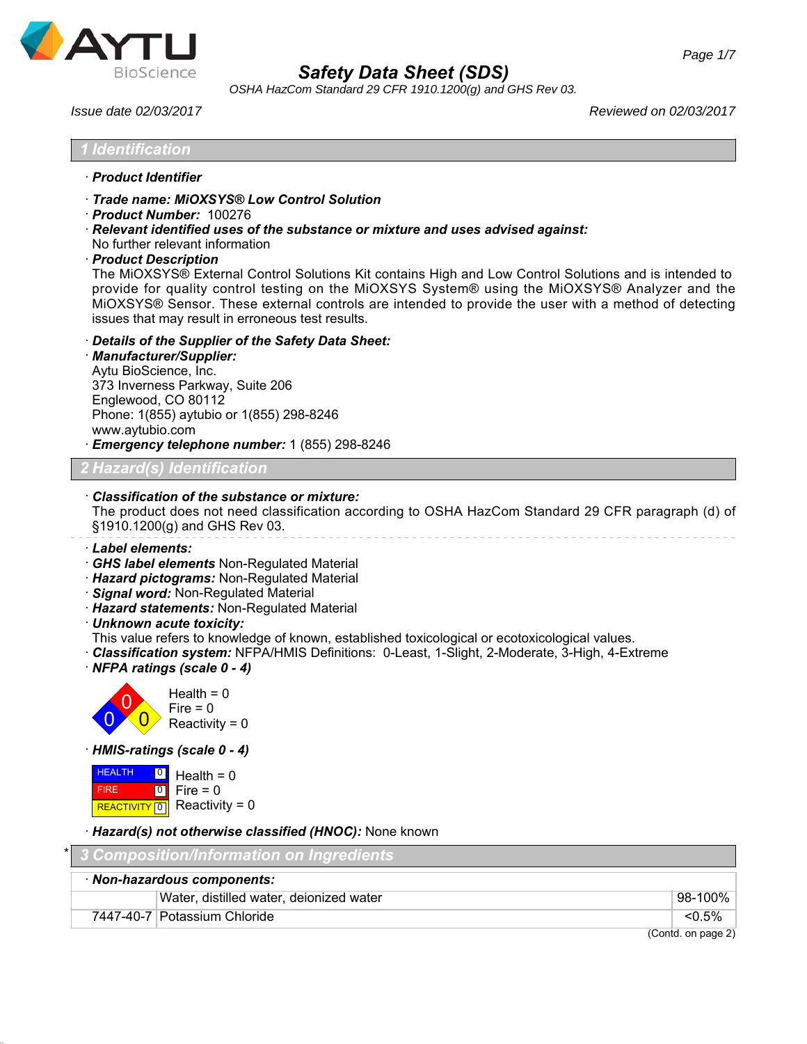# Safety Data Sheet (SDS)

*OSHA HazCom Standard 29 CFR 1910.1200(g) and GHS Rev 03.*

*Issue date 02/03/2017* *Reviewed on 02/03/2017*

## 1 Identification

· ***Product Identifier***

· ***Trade name: MiOXSYS® Low Control Solution***
· ***Product Number:*** 100276
· ***Relevant identified uses of the substance or mixture and uses advised against:***
No further relevant information
· ***Product Description***
The MiOXSYS® External Control Solutions Kit contains High and Low Control Solutions and is intended to provide for quality control testing on the MiOXSYS System® using the MiOXSYS® Analyzer and the MiOXSYS® Sensor. These external controls are intended to provide the user with a method of detecting issues that may result in erroneous test results.

· ***Details of the Supplier of the Safety Data Sheet:***
· ***Manufacturer/Supplier:***
Aytu BioScience, Inc.
373 Inverness Parkway, Suite 206
Englewood, CO 80112
Phone: 1(855) aytubio or 1(855) 298-8246
www.aytubio.com
· ***Emergency telephone number:*** 1 (855) 298-8246

## 2 Hazard(s) Identification

· ***Classification of the substance or mixture:***
The product does not need classification according to OSHA HazCom Standard 29 CFR paragraph (d) of §1910.1200(g) and GHS Rev 03.

· ***Label elements:***
· ***GHS label elements*** Non-Regulated Material
· ***Hazard pictograms:*** Non-Regulated Material
· ***Signal word:*** Non-Regulated Material
· ***Hazard statements:*** Non-Regulated Material
· ***Unknown acute toxicity:***
This value refers to knowledge of known, established toxicological or ecotoxicological values.
· ***Classification system:*** NFPA/HMIS Definitions: 0-Least, 1-Slight, 2-Moderate, 3-High, 4-Extreme
· ***NFPA ratings (scale 0 - 4)***

Health = 0
Fire = 0
Reactivity = 0

· ***HMIS-ratings (scale 0 - 4)***

| | | |
|---|---|---|
| HEALTH | 0 | Health = 0 |
| FIRE | 0 | Fire = 0 |
| REACTIVITY | 0 | Reactivity = 0 |

· ***Hazard(s) not otherwise classified (HNOC):*** None known

## * 3 Composition/Information on Ingredients

· ***Non-hazardous components:***

| | | |
|---|---|---|
| | Water, distilled water, deionized water | 98-100% |
| 7447-40-7 | Potassium Chloride | <0.5% |

(Contd. on page 2)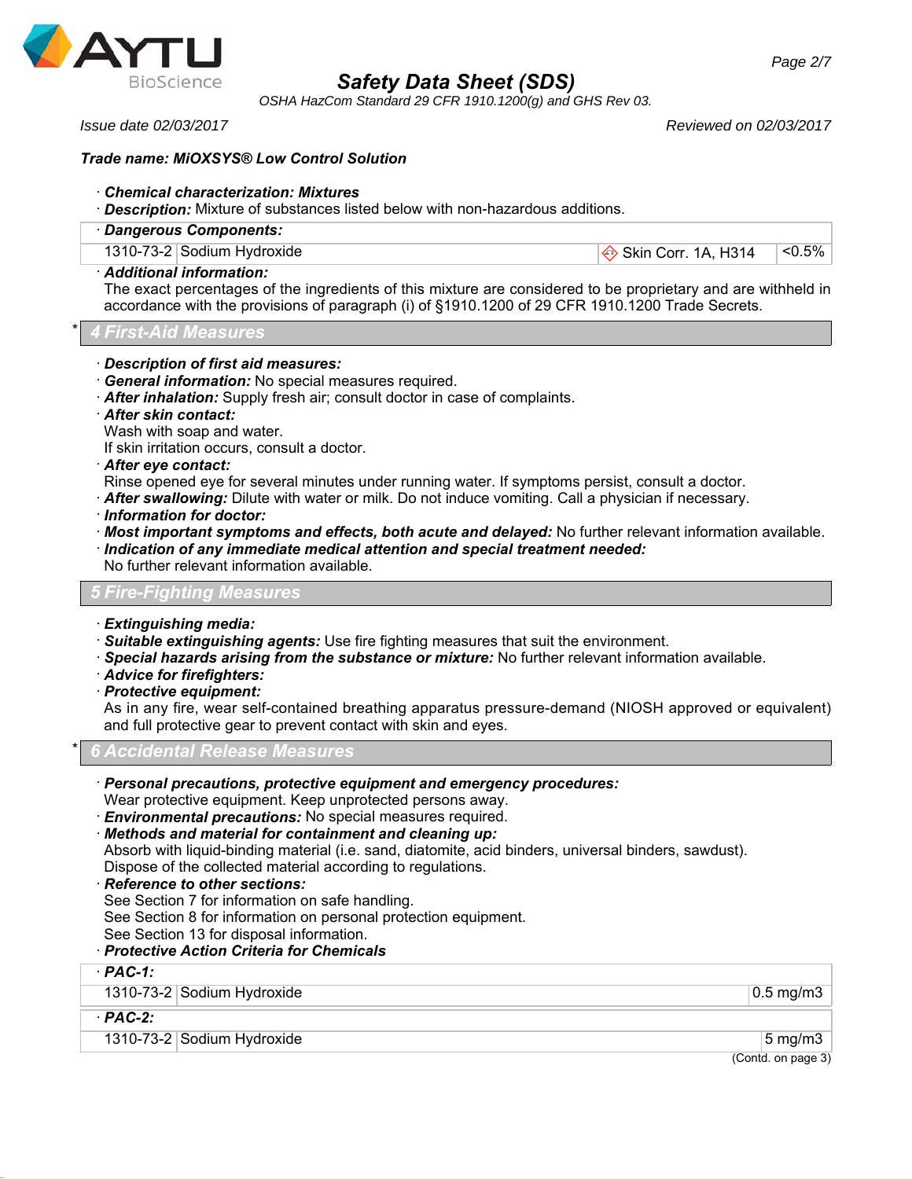**Trade name: MiOXSYS® Low Control Solution**

· ***Chemical characterization: Mixtures***
· ***Description:*** Mixture of substances listed below with non-hazardous additions.

| · **Dangerous Components:** | | | |
|---|---|---|---|
| 1310-73-2 | Sodium Hydroxide | Skin Corr. 1A, H314 | <0.5% |

· ***Additional information:***
The exact percentages of the ingredients of this mixture are considered to be proprietary and are withheld in accordance with the provisions of paragraph (i) of §1910.1200 of 29 CFR 1910.1200 Trade Secrets.

## * 4 First-Aid Measures

· ***Description of first aid measures:***
· ***General information:*** No special measures required.
· ***After inhalation:*** Supply fresh air; consult doctor in case of complaints.
· ***After skin contact:***
Wash with soap and water.
If skin irritation occurs, consult a doctor.
· ***After eye contact:***
Rinse opened eye for several minutes under running water. If symptoms persist, consult a doctor.
· ***After swallowing:*** Dilute with water or milk. Do not induce vomiting. Call a physician if necessary.
· ***Information for doctor:***
· ***Most important symptoms and effects, both acute and delayed:*** No further relevant information available.
· ***Indication of any immediate medical attention and special treatment needed:***
No further relevant information available.

## 5 Fire-Fighting Measures

· ***Extinguishing media:***
· ***Suitable extinguishing agents:*** Use fire fighting measures that suit the environment.
· ***Special hazards arising from the substance or mixture:*** No further relevant information available.
· ***Advice for firefighters:***
· ***Protective equipment:***
As in any fire, wear self-contained breathing apparatus pressure-demand (NIOSH approved or equivalent) and full protective gear to prevent contact with skin and eyes.

## * 6 Accidental Release Measures

· ***Personal precautions, protective equipment and emergency procedures:***
Wear protective equipment. Keep unprotected persons away.
· ***Environmental precautions:*** No special measures required.
· ***Methods and material for containment and cleaning up:***
Absorb with liquid-binding material (i.e. sand, diatomite, acid binders, universal binders, sawdust).
Dispose of the collected material according to regulations.
· ***Reference to other sections:***
See Section 7 for information on safe handling.
See Section 8 for information on personal protection equipment.
See Section 13 for disposal information.
· ***Protective Action Criteria for Chemicals***

| · **PAC-1:** | | |
|---|---|---|
| 1310-73-2 | Sodium Hydroxide | 0.5 mg/m3 |
| · **PAC-2:** | | |
| 1310-73-2 | Sodium Hydroxide | 5 mg/m3 |

(Contd. on page 3)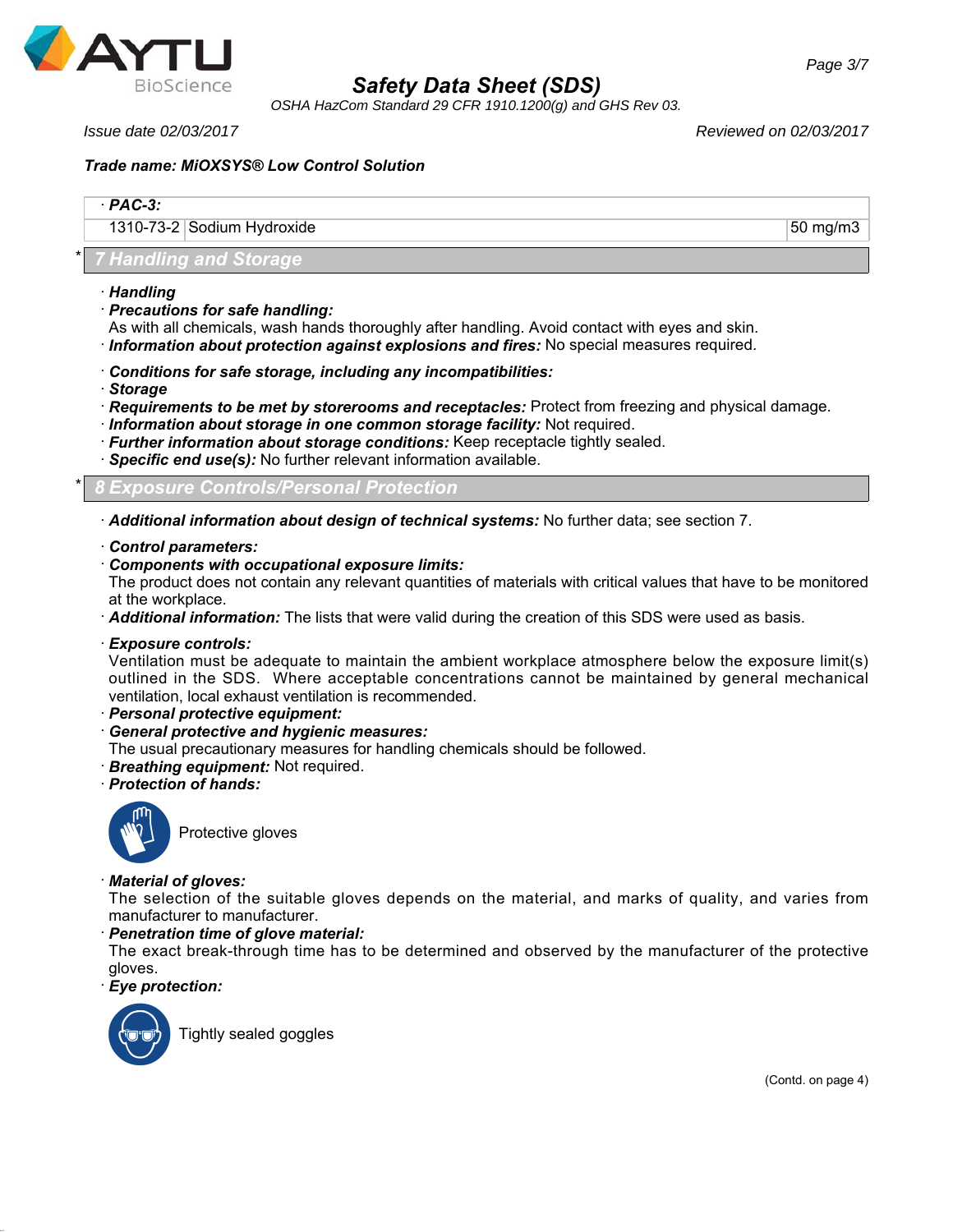| · **PAC-3:** | | |
|---|---|---|
| 1310-73-2 | Sodium Hydroxide | 50 mg/m3 |

## * 7 Handling and Storage

· ***Handling***
· ***Precautions for safe handling:***
As with all chemicals, wash hands thoroughly after handling. Avoid contact with eyes and skin.
· ***Information about protection against explosions and fires:*** No special measures required.

· ***Conditions for safe storage, including any incompatibilities:***
· ***Storage***
· ***Requirements to be met by storerooms and receptacles:*** Protect from freezing and physical damage.
· ***Information about storage in one common storage facility:*** Not required.
· ***Further information about storage conditions:*** Keep receptacle tightly sealed.
· ***Specific end use(s):*** No further relevant information available.

## * 8 Exposure Controls/Personal Protection

· ***Additional information about design of technical systems:*** No further data; see section 7.

· ***Control parameters:***
· ***Components with occupational exposure limits:***
The product does not contain any relevant quantities of materials with critical values that have to be monitored at the workplace.
· ***Additional information:*** The lists that were valid during the creation of this SDS were used as basis.

· ***Exposure controls:***
Ventilation must be adequate to maintain the ambient workplace atmosphere below the exposure limit(s) outlined in the SDS. Where acceptable concentrations cannot be maintained by general mechanical ventilation, local exhaust ventilation is recommended.
· ***Personal protective equipment:***
· ***General protective and hygienic measures:***
The usual precautionary measures for handling chemicals should be followed.
· ***Breathing equipment:*** Not required.
· ***Protection of hands:***

Protective gloves

· ***Material of gloves:***
The selection of the suitable gloves depends on the material, and marks of quality, and varies from manufacturer to manufacturer.
· ***Penetration time of glove material:***
The exact break-through time has to be determined and observed by the manufacturer of the protective gloves.
· ***Eye protection:***

Tightly sealed goggles

(Contd. on page 4)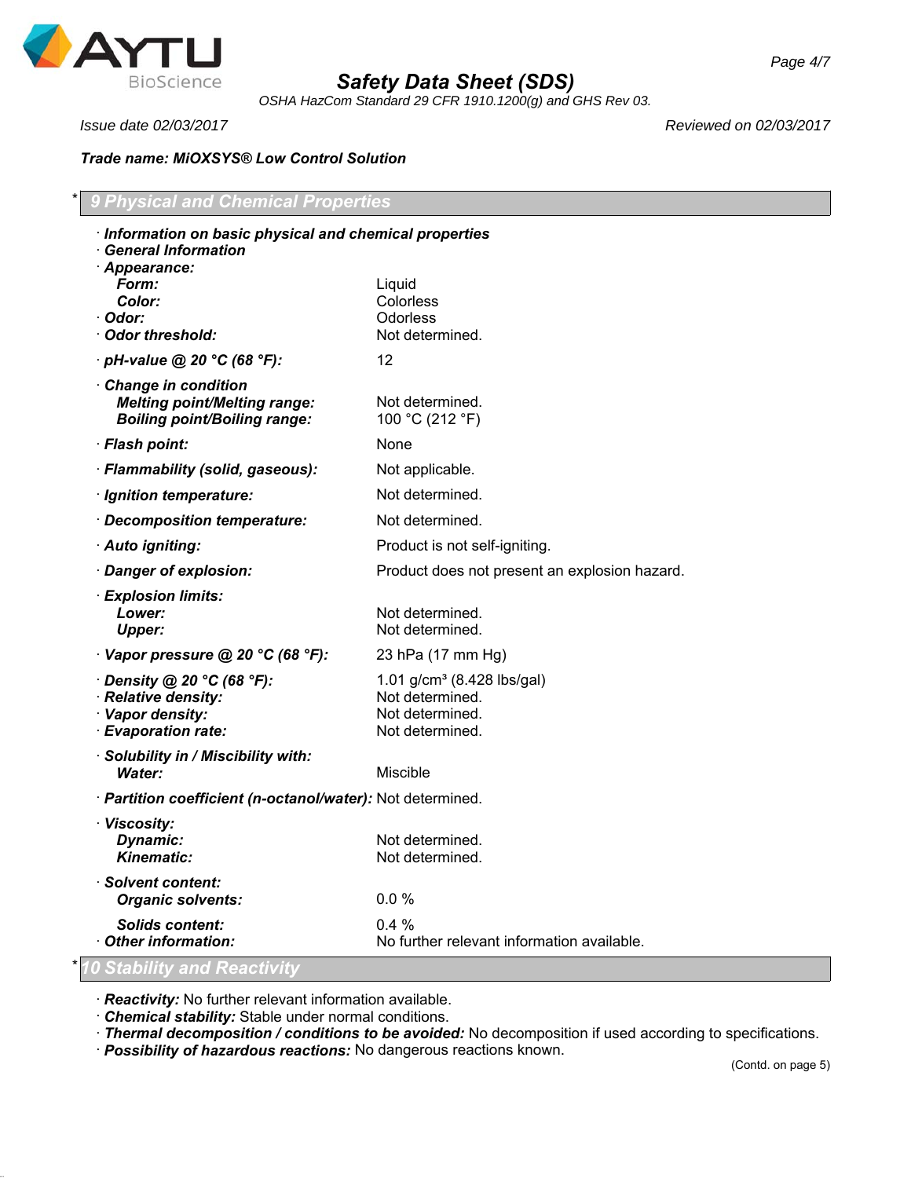**Safety Data Sheet (SDS)**

*OSHA HazCom Standard 29 CFR 1910.1200(g) and GHS Rev 03.*

*Issue date 02/03/2017* *Reviewed on 02/03/2017*

***Trade name: MiOXSYS® Low Control Solution***

## * 9 Physical and Chemical Properties

- ***Information on basic physical and chemical properties***
- ***General Information***
- ***Appearance:***
  - ***Form:*** Liquid
  - ***Color:*** Colorless
- ***Odor:*** Odorless
- ***Odor threshold:*** Not determined.
- ***pH-value @ 20 °C (68 °F):*** 12
- ***Change in condition***
  - ***Melting point/Melting range:*** Not determined.
  - ***Boiling point/Boiling range:*** 100 °C (212 °F)
- ***Flash point:*** None
- ***Flammability (solid, gaseous):*** Not applicable.
- ***Ignition temperature:*** Not determined.
- ***Decomposition temperature:*** Not determined.
- ***Auto igniting:*** Product is not self-igniting.
- ***Danger of explosion:*** Product does not present an explosion hazard.
- ***Explosion limits:***
  - ***Lower:*** Not determined.
  - ***Upper:*** Not determined.
- ***Vapor pressure @ 20 °C (68 °F):*** 23 hPa (17 mm Hg)
- ***Density @ 20 °C (68 °F):*** 1.01 g/cm³ (8.428 lbs/gal)
- ***Relative density:*** Not determined.
- ***Vapor density:*** Not determined.
- ***Evaporation rate:*** Not determined.
- ***Solubility in / Miscibility with:***
  - ***Water:*** Miscible
- ***Partition coefficient (n-octanol/water):*** Not determined.
- ***Viscosity:***
  - ***Dynamic:*** Not determined.
  - ***Kinematic:*** Not determined.
- ***Solvent content:***
  - ***Organic solvents:*** 0.0 %
  - ***Solids content:*** 0.4 %
- ***Other information:*** No further relevant information available.

## * 10 Stability and Reactivity

- ***Reactivity:*** No further relevant information available.
- ***Chemical stability:*** Stable under normal conditions.
- ***Thermal decomposition / conditions to be avoided:*** No decomposition if used according to specifications.
- ***Possibility of hazardous reactions:*** No dangerous reactions known.

(Contd. on page 5)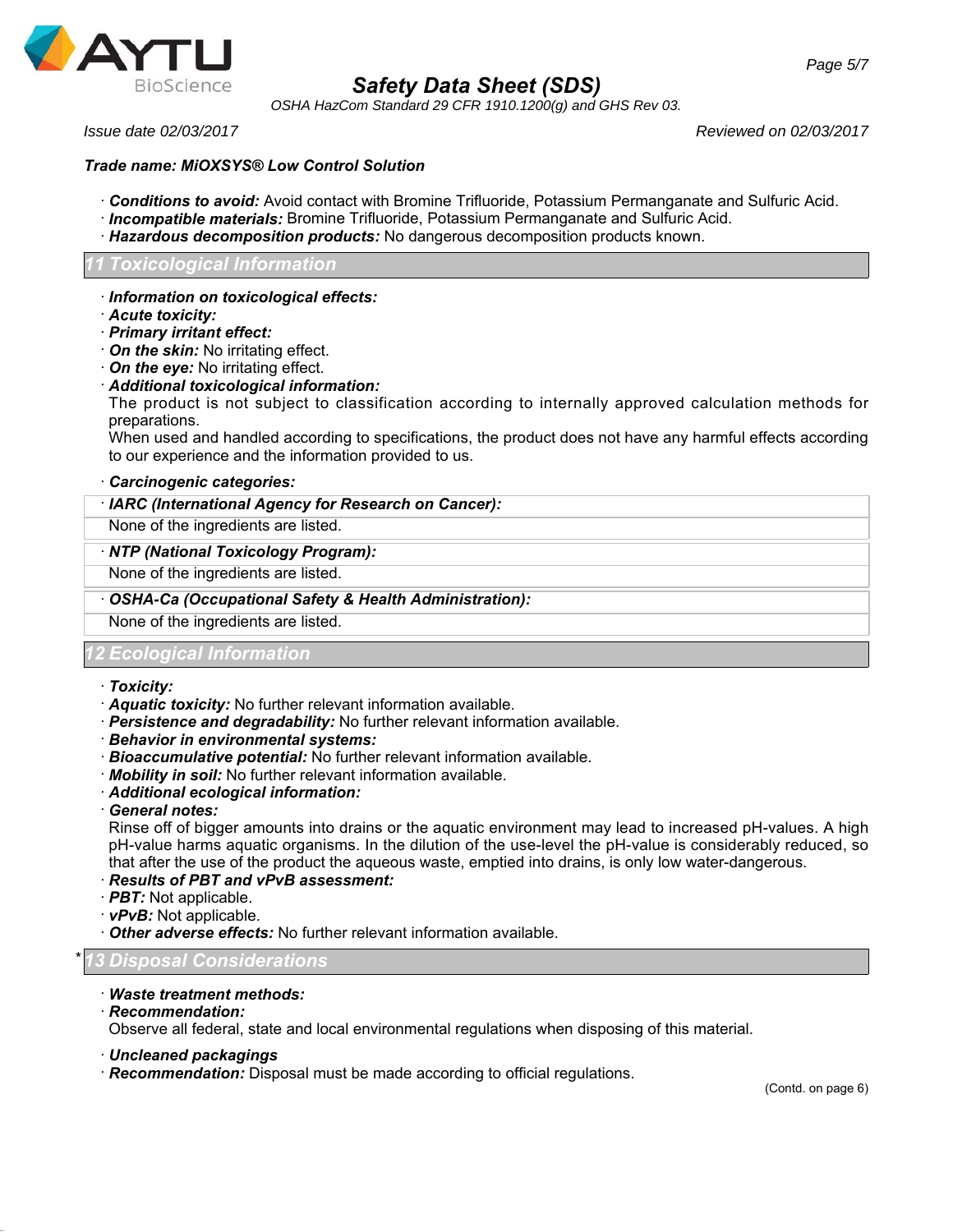**Trade name: MiOXSYS® Low Control Solution**

· ***Conditions to avoid:*** Avoid contact with Bromine Trifluoride, Potassium Permanganate and Sulfuric Acid.
· ***Incompatible materials:*** Bromine Trifluoride, Potassium Permanganate and Sulfuric Acid.
· ***Hazardous decomposition products:*** No dangerous decomposition products known.

## 11 Toxicological Information

· ***Information on toxicological effects:***
· ***Acute toxicity:***
· ***Primary irritant effect:***
· ***On the skin:*** No irritating effect.
· ***On the eye:*** No irritating effect.
· ***Additional toxicological information:***
The product is not subject to classification according to internally approved calculation methods for preparations.
When used and handled according to specifications, the product does not have any harmful effects according to our experience and the information provided to us.

· ***Carcinogenic categories:***

| · ***IARC (International Agency for Research on Cancer):*** |
|---|
| None of the ingredients are listed. |

| · ***NTP (National Toxicology Program):*** |
|---|
| None of the ingredients are listed. |

| · ***OSHA-Ca (Occupational Safety & Health Administration):*** |
|---|
| None of the ingredients are listed. |

## 12 Ecological Information

· ***Toxicity:***
· ***Aquatic toxicity:*** No further relevant information available.
· ***Persistence and degradability:*** No further relevant information available.
· ***Behavior in environmental systems:***
· ***Bioaccumulative potential:*** No further relevant information available.
· ***Mobility in soil:*** No further relevant information available.
· ***Additional ecological information:***
· ***General notes:***
Rinse off of bigger amounts into drains or the aquatic environment may lead to increased pH-values. A high pH-value harms aquatic organisms. In the dilution of the use-level the pH-value is considerably reduced, so that after the use of the product the aqueous waste, emptied into drains, is only low water-dangerous.
· ***Results of PBT and vPvB assessment:***
· ***PBT:*** Not applicable.
· ***vPvB:*** Not applicable.
· ***Other adverse effects:*** No further relevant information available.

## * 13 Disposal Considerations

· ***Waste treatment methods:***
· ***Recommendation:***
Observe all federal, state and local environmental regulations when disposing of this material.

· ***Uncleaned packagings***
· ***Recommendation:*** Disposal must be made according to official regulations.

(Contd. on page 6)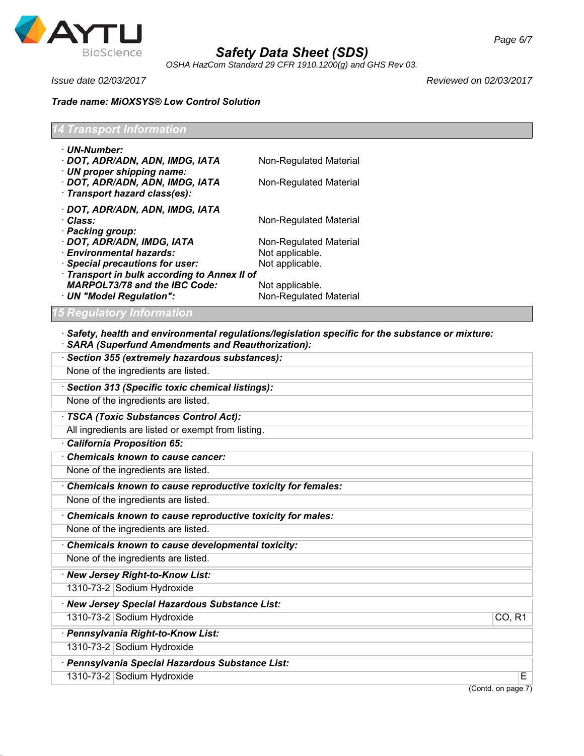# Safety Data Sheet (SDS)

OSHA HazCom Standard 29 CFR 1910.1200(g) and GHS Rev 03.

Issue date 02/03/2017 | Reviewed on 02/03/2017

**Trade name: MiOXSYS® Low Control Solution**

## 14 Transport Information

- **UN-Number:**
- **DOT, ADR/ADN, ADN, IMDG, IATA** — Non-Regulated Material
- **UN proper shipping name:**
- **DOT, ADR/ADN, ADN, IMDG, IATA** — Non-Regulated Material
- **Transport hazard class(es):**
- **DOT, ADR/ADN, ADN, IMDG, IATA**
- **Class:** — Non-Regulated Material
- **Packing group:**
- **DOT, ADR/ADN, IMDG, IATA** — Non-Regulated Material
- **Environmental hazards:** — Not applicable.
- **Special precautions for user:** — Not applicable.
- **Transport in bulk according to Annex II of MARPOL73/78 and the IBC Code:** — Not applicable.
- **UN "Model Regulation":** — Non-Regulated Material

## 15 Regulatory Information

- **Safety, health and environmental regulations/legislation specific for the substance or mixture:**
- **SARA (Superfund Amendments and Reauthorization):**

**Section 355 (extremely hazardous substances):**

None of the ingredients are listed.

**Section 313 (Specific toxic chemical listings):**

None of the ingredients are listed.

**TSCA (Toxic Substances Control Act):**

All ingredients are listed or exempt from listing.

**California Proposition 65:**

**Chemicals known to cause cancer:**

None of the ingredients are listed.

**Chemicals known to cause reproductive toxicity for females:**

None of the ingredients are listed.

**Chemicals known to cause reproductive toxicity for males:**

None of the ingredients are listed.

**Chemicals known to cause developmental toxicity:**

None of the ingredients are listed.

**New Jersey Right-to-Know List:**

| 1310-73-2 | Sodium Hydroxide |
|---|---|

**New Jersey Special Hazardous Substance List:**

| 1310-73-2 | Sodium Hydroxide | CO, R1 |
|---|---|---|

**Pennsylvania Right-to-Know List:**

| 1310-73-2 | Sodium Hydroxide |
|---|---|

**Pennsylvania Special Hazardous Substance List:**

| 1310-73-2 | Sodium Hydroxide | E |
|---|---|---|

(Contd. on page 7)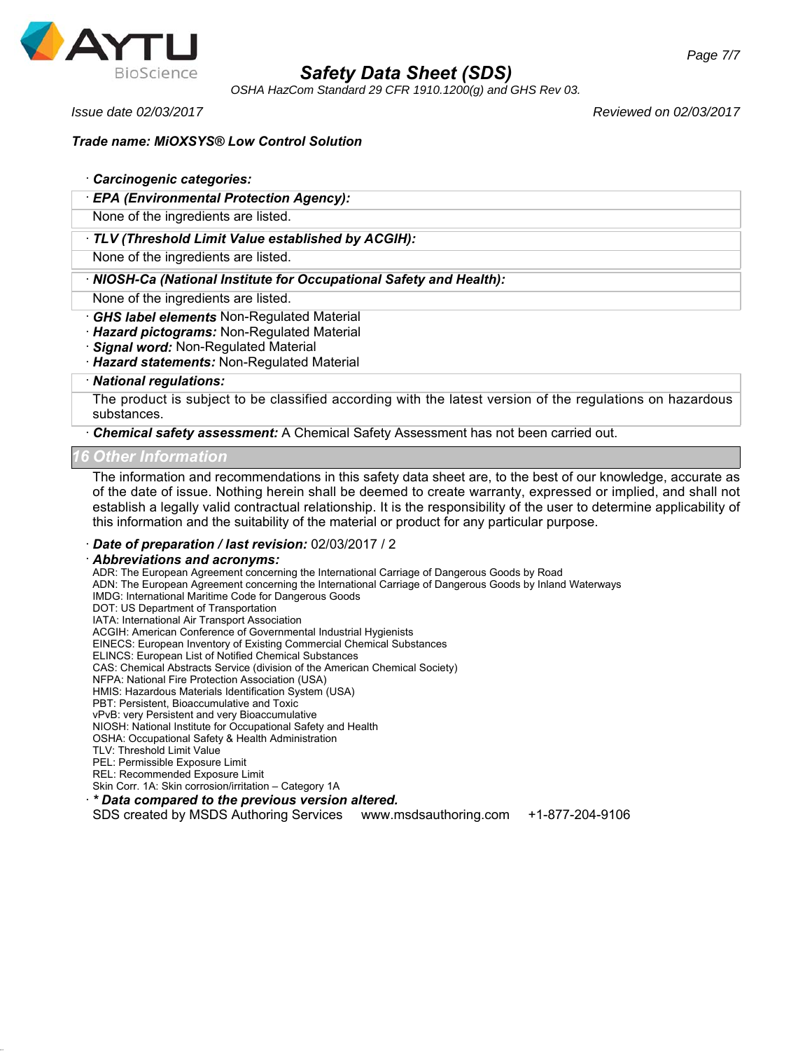· **Carcinogenic categories:**

· **EPA (Environmental Protection Agency):**

None of the ingredients are listed.

· **TLV (Threshold Limit Value established by ACGIH):**

None of the ingredients are listed.

· **NIOSH-Ca (National Institute for Occupational Safety and Health):**

None of the ingredients are listed.

· ***GHS label elements*** Non-Regulated Material
· ***Hazard pictograms:*** Non-Regulated Material
· ***Signal word:*** Non-Regulated Material
· ***Hazard statements:*** Non-Regulated Material

· ***National regulations:***

The product is subject to be classified according with the latest version of the regulations on hazardous substances.

· ***Chemical safety assessment:*** A Chemical Safety Assessment has not been carried out.

## 16 Other Information

The information and recommendations in this safety data sheet are, to the best of our knowledge, accurate as of the date of issue. Nothing herein shall be deemed to create warranty, expressed or implied, and shall not establish a legally valid contractual relationship. It is the responsibility of the user to determine applicability of this information and the suitability of the material or product for any particular purpose.

· ***Date of preparation / last revision:*** 02/03/2017 / 2

· ***Abbreviations and acronyms:***

ADR: The European Agreement concerning the International Carriage of Dangerous Goods by Road
ADN: The European Agreement concerning the International Carriage of Dangerous Goods by Inland Waterways
IMDG: International Maritime Code for Dangerous Goods
DOT: US Department of Transportation
IATA: International Air Transport Association
ACGIH: American Conference of Governmental Industrial Hygienists
EINECS: European Inventory of Existing Commercial Chemical Substances
ELINCS: European List of Notified Chemical Substances
CAS: Chemical Abstracts Service (division of the American Chemical Society)
NFPA: National Fire Protection Association (USA)
HMIS: Hazardous Materials Identification System (USA)
PBT: Persistent, Bioaccumulative and Toxic
vPvB: very Persistent and very Bioaccumulative
NIOSH: National Institute for Occupational Safety and Health
OSHA: Occupational Safety & Health Administration
TLV: Threshold Limit Value
PEL: Permissible Exposure Limit
REL: Recommended Exposure Limit
Skin Corr. 1A: Skin corrosion/irritation – Category 1A

· ***\* Data compared to the previous version altered.***

SDS created by MSDS Authoring Services   www.msdsauthoring.com   +1-877-204-9106